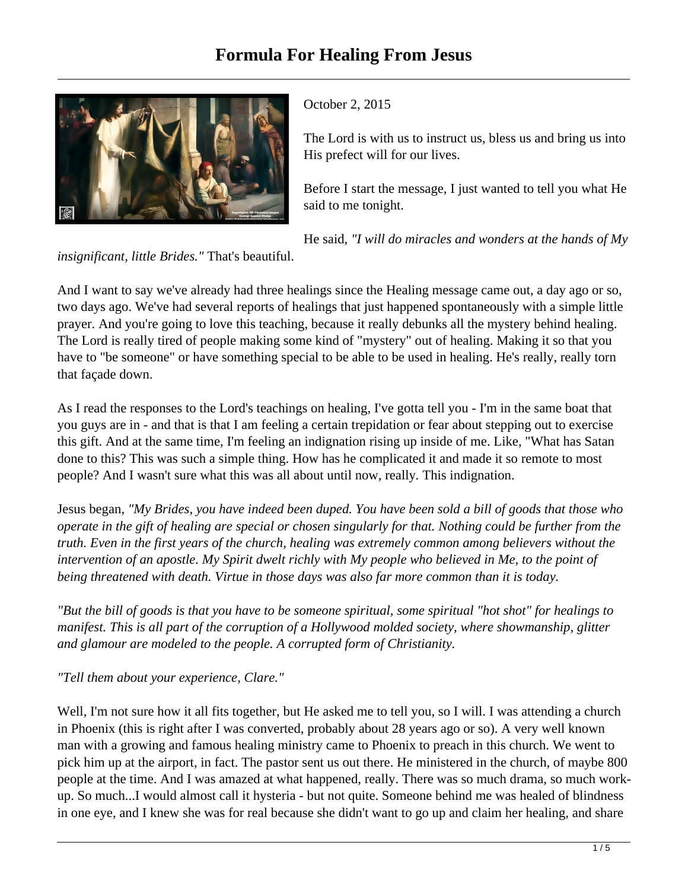# Formula For Healing From Jesus

October 2, 2015

The Lord is with us to instruct us, bless us and bring us into His prefect will for our lives.

Before I start the message, I just wanted to tell you what He said to me tonight.

He said, *"I will do miracles and wonders at the hands of My insignificant, little Brides."* That's beautiful.

And I want to say we've already had three healings since the Healing message came out, a day ago or so, two days ago. We've had several reports of healings that just happened spontaneously with a simple little prayer. And you're going to love this teaching, because it really debunks all the mystery behind healing. The Lord is really tired of people making some kind of "mystery" out of healing. Making it so that you have to "be someone" or have something special to be able to be used in healing. He's really, really torn that façade down.

As I read the responses to the Lord's teachings on healing, I've gotta tell you - I'm in the same boat that you guys are in - and that is that I am feeling a certain trepidation or fear about stepping out to exercise this gift. And at the same time, I'm feeling an indignation rising up inside of me. Like, "What has Satan done to this? This was such a simple thing. How has he complicated it and made it so remote to most people? And I wasn't sure what this was all about until now, really. This indignation.

Jesus began, *"My Brides, you have indeed been duped. You have been sold a bill of goods that those who operate in the gift of healing are special or chosen singularly for that. Nothing could be further from the truth. Even in the first years of the church, healing was extremely common among believers without the intervention of an apostle. My Spirit dwelt richly with My people who believed in Me, to the point of being threatened with death. Virtue in those days was also far more common than it is today.*

*"But the bill of goods is that you have to be someone spiritual, some spiritual "hot shot" for healings to manifest. This is all part of the corruption of a Hollywood molded society, where showmanship, glitter and glamour are modeled to the people. A corrupted form of Christianity.*

*"Tell them about your experience, Clare."*

Well, I'm not sure how it all fits together, but He asked me to tell you, so I will. I was attending a church in Phoenix (this is right after I was converted, probably about 28 years ago or so). A very well known man with a growing and famous healing ministry came to Phoenix to preach in this church. We went to pick him up at the airport, in fact. The pastor sent us out there. He ministered in the church, of maybe 800 people at the time. And I was amazed at what happened, really. There was so much drama, so much work-up. So much...I would almost call it hysteria - but not quite. Someone behind me was healed of blindness in one eye, and I knew she was for real because she didn't want to go up and claim her healing, and share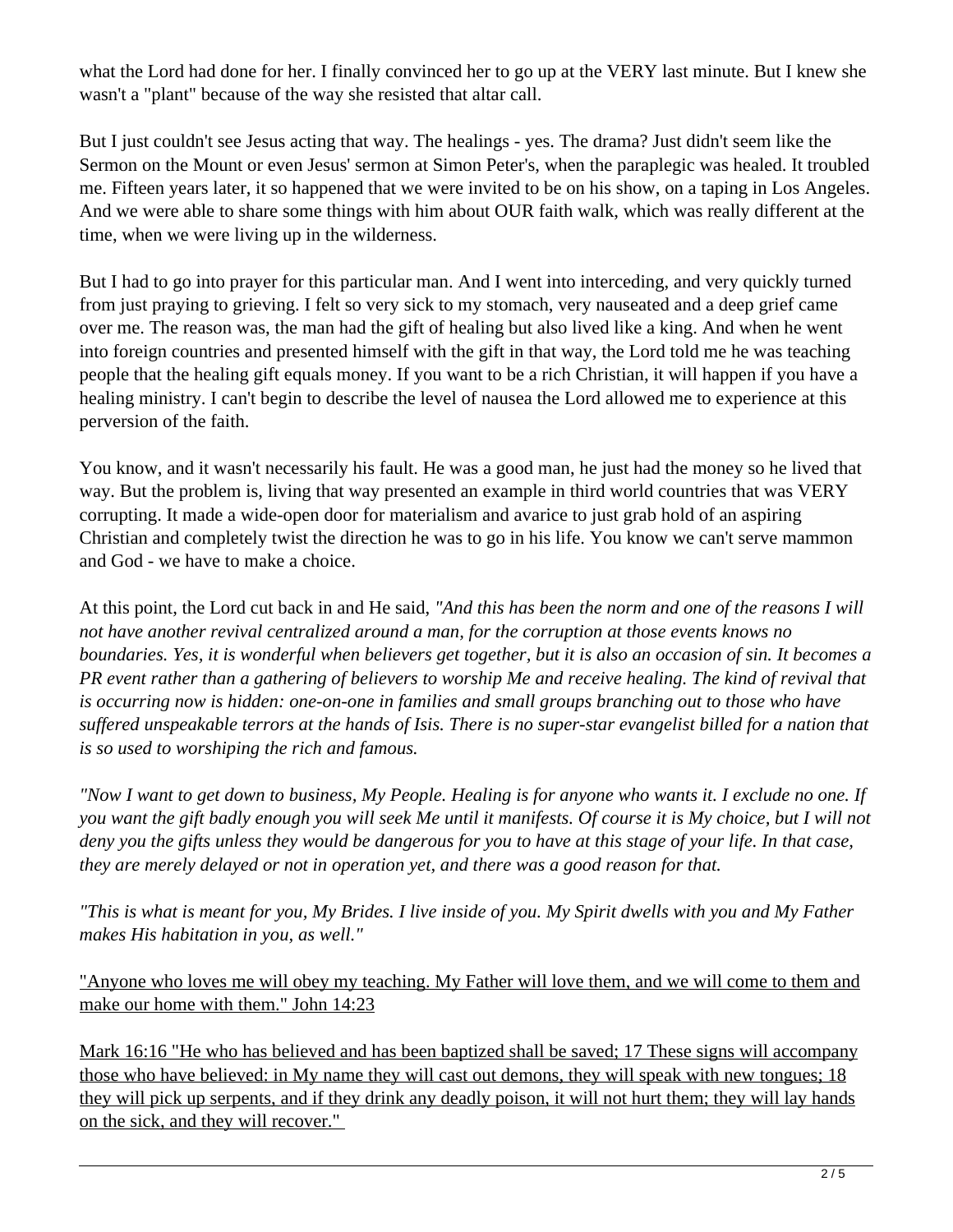what the Lord had done for her. I finally convinced her to go up at the VERY last minute. But I knew she wasn't a "plant" because of the way she resisted that altar call.

But I just couldn't see Jesus acting that way. The healings - yes. The drama? Just didn't seem like the Sermon on the Mount or even Jesus' sermon at Simon Peter's, when the paraplegic was healed. It troubled me. Fifteen years later, it so happened that we were invited to be on his show, on a taping in Los Angeles. And we were able to share some things with him about OUR faith walk, which was really different at the time, when we were living up in the wilderness.

But I had to go into prayer for this particular man. And I went into interceding, and very quickly turned from just praying to grieving. I felt so very sick to my stomach, very nauseated and a deep grief came over me. The reason was, the man had the gift of healing but also lived like a king. And when he went into foreign countries and presented himself with the gift in that way, the Lord told me he was teaching people that the healing gift equals money. If you want to be a rich Christian, it will happen if you have a healing ministry. I can't begin to describe the level of nausea the Lord allowed me to experience at this perversion of the faith.

You know, and it wasn't necessarily his fault. He was a good man, he just had the money so he lived that way. But the problem is, living that way presented an example in third world countries that was VERY corrupting. It made a wide-open door for materialism and avarice to just grab hold of an aspiring Christian and completely twist the direction he was to go in his life. You know we can't serve mammon and God - we have to make a choice.

At this point, the Lord cut back in and He said, *"And this has been the norm and one of the reasons I will not have another revival centralized around a man, for the corruption at those events knows no boundaries. Yes, it is wonderful when believers get together, but it is also an occasion of sin. It becomes a PR event rather than a gathering of believers to worship Me and receive healing. The kind of revival that is occurring now is hidden: one-on-one in families and small groups branching out to those who have suffered unspeakable terrors at the hands of Isis. There is no super-star evangelist billed for a nation that is so used to worshiping the rich and famous.*

*"Now I want to get down to business, My People. Healing is for anyone who wants it. I exclude no one. If you want the gift badly enough you will seek Me until it manifests. Of course it is My choice, but I will not deny you the gifts unless they would be dangerous for you to have at this stage of your life. In that case, they are merely delayed or not in operation yet, and there was a good reason for that.*

*"This is what is meant for you, My Brides. I live inside of you. My Spirit dwells with you and My Father makes His habitation in you, as well."*

"Anyone who loves me will obey my teaching. My Father will love them, and we will come to them and make our home with them." John 14:23

Mark 16:16 "He who has believed and has been baptized shall be saved; 17 These signs will accompany those who have believed: in My name they will cast out demons, they will speak with new tongues; 18 they will pick up serpents, and if they drink any deadly poison, it will not hurt them; they will lay hands on the sick, and they will recover."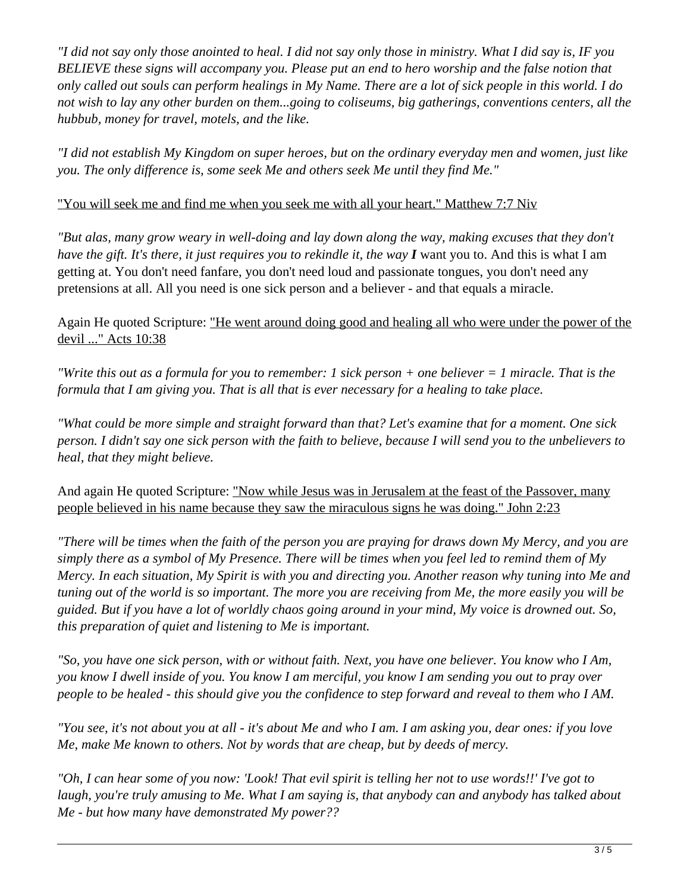*"I did not say only those anointed to heal. I did not say only those in ministry. What I did say is, IF you BELIEVE these signs will accompany you. Please put an end to hero worship and the false notion that only called out souls can perform healings in My Name. There are a lot of sick people in this world. I do not wish to lay any other burden on them...going to coliseums, big gatherings, conventions centers, all the hubbub, money for travel, motels, and the like.*

*"I did not establish My Kingdom on super heroes, but on the ordinary everyday men and women, just like you. The only difference is, some seek Me and others seek Me until they find Me."*

<u>"You will seek me and find me when you seek me with all your heart." Matthew 7:7 Niv</u>

*"But alas, many grow weary in well-doing and lay down along the way, making excuses that they don't have the gift. It's there, it just requires you to rekindle it, the way* ***I*** *want you to.* And this is what I am getting at. You don't need fanfare, you don't need loud and passionate tongues, you don't need any pretensions at all. All you need is one sick person and a believer - and that equals a miracle.

Again He quoted Scripture: <u>"He went around doing good and healing all who were under the power of the devil ..." Acts 10:38</u>

*"Write this out as a formula for you to remember: 1 sick person + one believer = 1 miracle. That is the formula that I am giving you. That is all that is ever necessary for a healing to take place.*

*"What could be more simple and straight forward than that? Let's examine that for a moment. One sick person. I didn't say one sick person with the faith to believe, because I will send you to the unbelievers to heal, that they might believe.*

And again He quoted Scripture: <u>"Now while Jesus was in Jerusalem at the feast of the Passover, many people believed in his name because they saw the miraculous signs he was doing." John 2:23</u>

*"There will be times when the faith of the person you are praying for draws down My Mercy, and you are simply there as a symbol of My Presence. There will be times when you feel led to remind them of My Mercy. In each situation, My Spirit is with you and directing you. Another reason why tuning into Me and tuning out of the world is so important. The more you are receiving from Me, the more easily you will be guided. But if you have a lot of worldly chaos going around in your mind, My voice is drowned out. So, this preparation of quiet and listening to Me is important.*

*"So, you have one sick person, with or without faith. Next, you have one believer. You know who I Am, you know I dwell inside of you. You know I am merciful, you know I am sending you out to pray over people to be healed - this should give you the confidence to step forward and reveal to them who I AM.*

*"You see, it's not about you at all - it's about Me and who I am. I am asking you, dear ones: if you love Me, make Me known to others. Not by words that are cheap, but by deeds of mercy.*

*"Oh, I can hear some of you now: 'Look! That evil spirit is telling her not to use words!!' I've got to laugh, you're truly amusing to Me. What I am saying is, that anybody can and anybody has talked about Me - but how many have demonstrated My power??*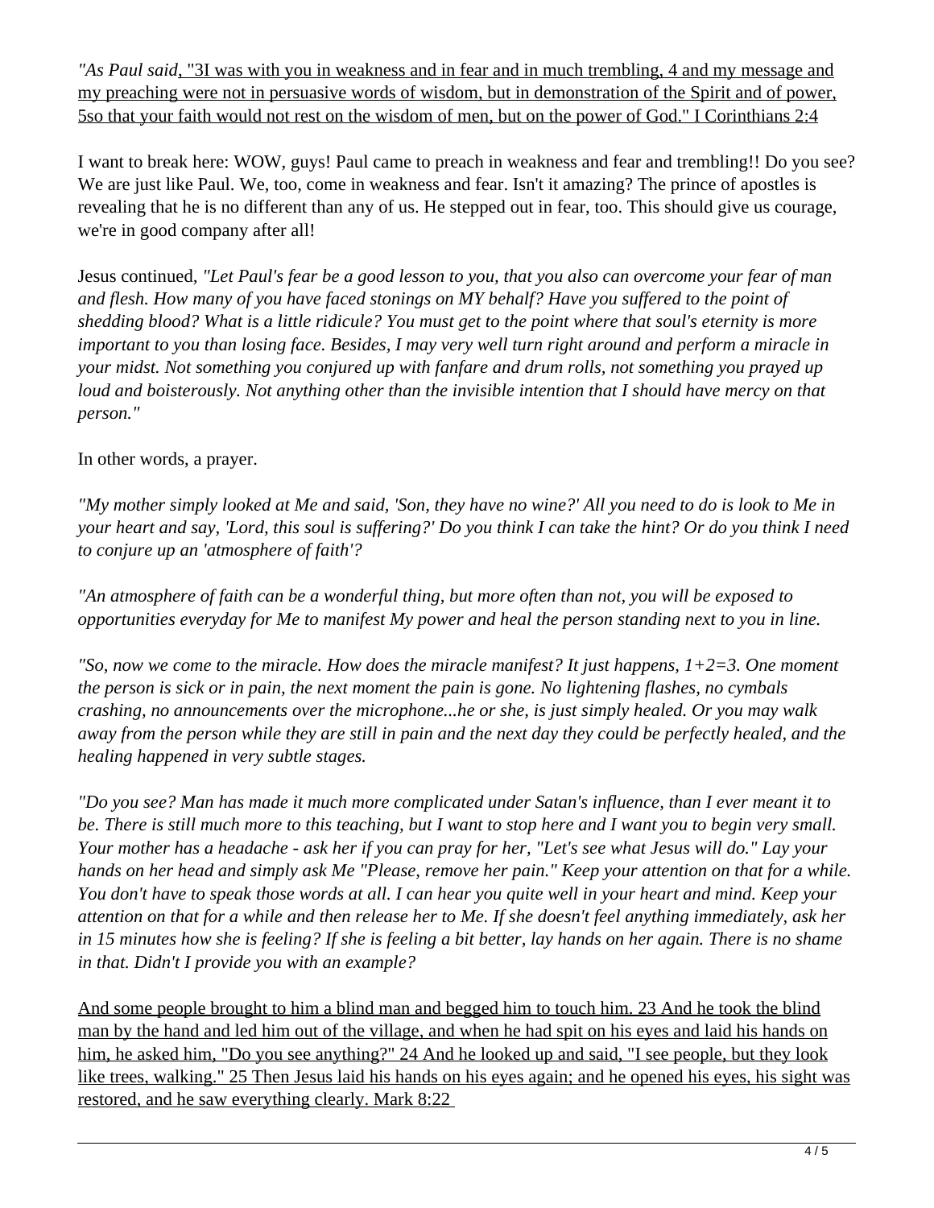*"As Paul said*, "3I was with you in weakness and in fear and in much trembling, 4 and my message and my preaching were not in persuasive words of wisdom, but in demonstration of the Spirit and of power, 5so that your faith would not rest on the wisdom of men, but on the power of God." I Corinthians 2:4

I want to break here: WOW, guys! Paul came to preach in weakness and fear and trembling!! Do you see? We are just like Paul. We, too, come in weakness and fear. Isn't it amazing? The prince of apostles is revealing that he is no different than any of us. He stepped out in fear, too. This should give us courage, we're in good company after all!

Jesus continued, *"Let Paul's fear be a good lesson to you, that you also can overcome your fear of man and flesh. How many of you have faced stonings on MY behalf? Have you suffered to the point of shedding blood? What is a little ridicule? You must get to the point where that soul's eternity is more important to you than losing face. Besides, I may very well turn right around and perform a miracle in your midst. Not something you conjured up with fanfare and drum rolls, not something you prayed up loud and boisterously. Not anything other than the invisible intention that I should have mercy on that person."*

In other words, a prayer.

*"My mother simply looked at Me and said, 'Son, they have no wine?' All you need to do is look to Me in your heart and say, 'Lord, this soul is suffering?' Do you think I can take the hint? Or do you think I need to conjure up an 'atmosphere of faith'?*

*"An atmosphere of faith can be a wonderful thing, but more often than not, you will be exposed to opportunities everyday for Me to manifest My power and heal the person standing next to you in line.*

*"So, now we come to the miracle. How does the miracle manifest? It just happens, 1+2=3. One moment the person is sick or in pain, the next moment the pain is gone. No lightening flashes, no cymbals crashing, no announcements over the microphone...he or she, is just simply healed. Or you may walk away from the person while they are still in pain and the next day they could be perfectly healed, and the healing happened in very subtle stages.*

*"Do you see? Man has made it much more complicated under Satan's influence, than I ever meant it to be. There is still much more to this teaching, but I want to stop here and I want you to begin very small. Your mother has a headache - ask her if you can pray for her, "Let's see what Jesus will do." Lay your hands on her head and simply ask Me "Please, remove her pain." Keep your attention on that for a while. You don't have to speak those words at all. I can hear you quite well in your heart and mind. Keep your attention on that for a while and then release her to Me. If she doesn't feel anything immediately, ask her in 15 minutes how she is feeling? If she is feeling a bit better, lay hands on her again. There is no shame in that. Didn't I provide you with an example?*

And some people brought to him a blind man and begged him to touch him. 23 And he took the blind man by the hand and led him out of the village, and when he had spit on his eyes and laid his hands on him, he asked him, "Do you see anything?" 24 And he looked up and said, "I see people, but they look like trees, walking." 25 Then Jesus laid his hands on his eyes again; and he opened his eyes, his sight was restored, and he saw everything clearly. Mark 8:22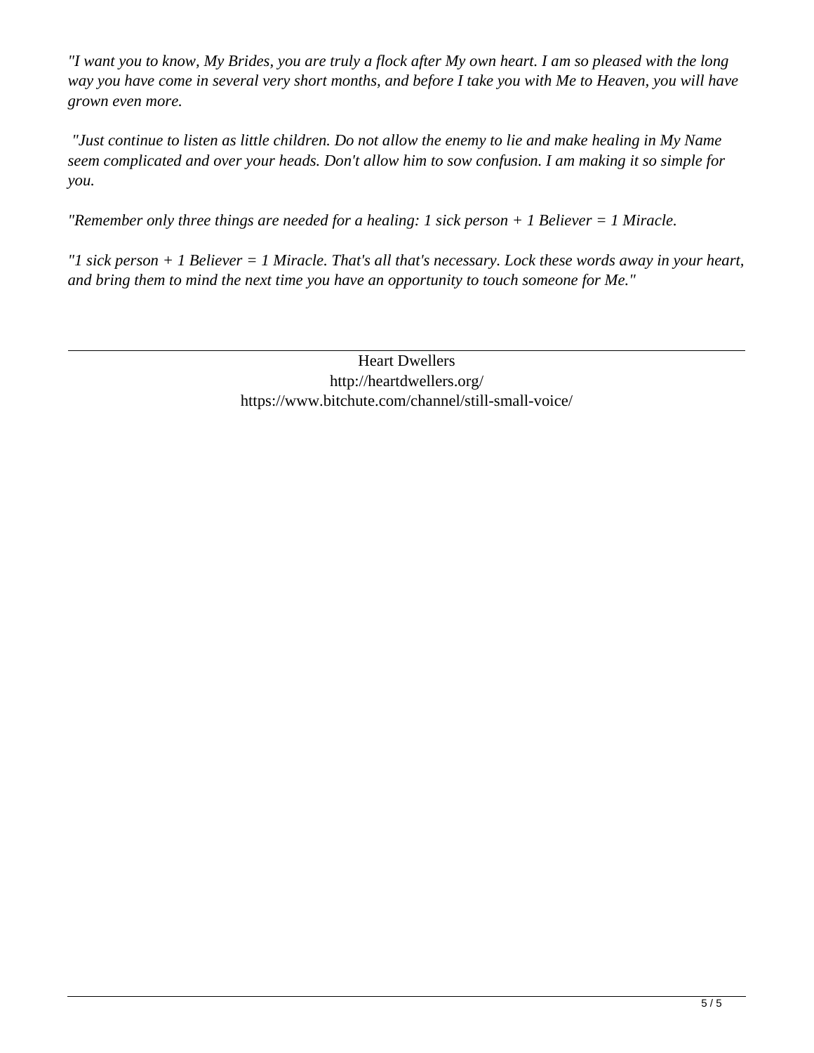*"I want you to know, My Brides, you are truly a flock after My own heart. I am so pleased with the long way you have come in several very short months, and before I take you with Me to Heaven, you will have grown even more.*

*"Just continue to listen as little children. Do not allow the enemy to lie and make healing in My Name seem complicated and over your heads. Don't allow him to sow confusion. I am making it so simple for you.*

*"Remember only three things are needed for a healing: 1 sick person + 1 Believer = 1 Miracle.*

*"1 sick person + 1 Believer = 1 Miracle. That's all that's necessary. Lock these words away in your heart, and bring them to mind the next time you have an opportunity to touch someone for Me."*

---

Heart Dwellers
http://heartdwellers.org/
https://www.bitchute.com/channel/still-small-voice/